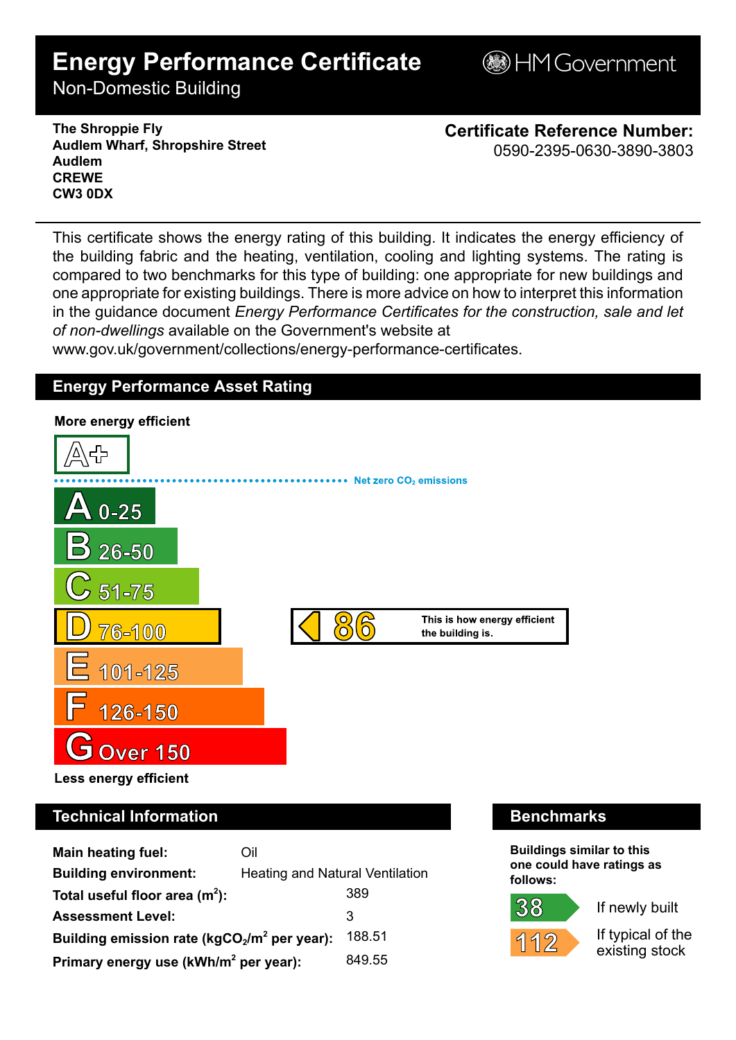# Energy Performance Certificate

Non-Domestic Building

HM Government

**The Shroppie Fly**
**Audlem Wharf, Shropshire Street**
**Audlem**
**CREWE**
**CW3 0DX**

**Certificate Reference Number:**
0590-2395-0630-3890-3803

This certificate shows the energy rating of this building. It indicates the energy efficiency of the building fabric and the heating, ventilation, cooling and lighting systems. The rating is compared to two benchmarks for this type of building: one appropriate for new buildings and one appropriate for existing buildings. There is more advice on how to interpret this information in the guidance document *Energy Performance Certificates for the construction, sale and let of non-dwellings* available on the Government's website at www.gov.uk/government/collections/energy-performance-certificates.

## Energy Performance Asset Rating

**More energy efficient**

- A+
- Net zero $CO_2$ emissions
- A 0-25
- B 26-50
- C 51-75
- D 76-100 — **86** This is how energy efficient the building is.
- E 101-125
- F 126-150
- G Over 150

**Less energy efficient**

## Technical Information

| | |
|---|---|
| **Main heating fuel:** | Oil |
| **Building environment:** | Heating and Natural Ventilation |
| **Total useful floor area ($m^2$):** | 389 |
| **Assessment Level:** | 3 |
| **Building emission rate ($kgCO_2/m^2$ per year):** | 188.51 |
| **Primary energy use ($kWh/m^2$ per year):** | 849.55 |

## Benchmarks

**Buildings similar to this one could have ratings as follows:**

- **38** If newly built
- **112** If typical of the existing stock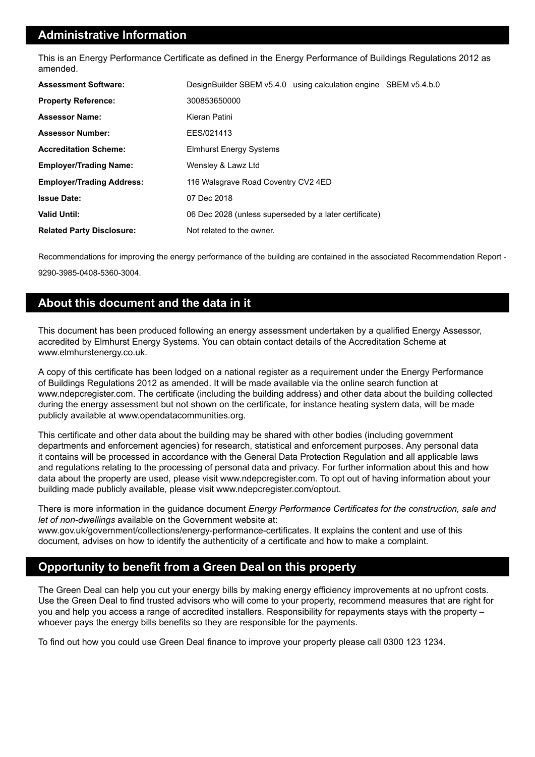## Administrative Information

This is an Energy Performance Certificate as defined in the Energy Performance of Buildings Regulations 2012 as amended.

| | |
|---|---|
| **Assessment Software:** | DesignBuilder SBEM v5.4.0 using calculation engine SBEM v5.4.b.0 |
| **Property Reference:** | 300853650000 |
| **Assessor Name:** | Kieran Patini |
| **Assessor Number:** | EES/021413 |
| **Accreditation Scheme:** | Elmhurst Energy Systems |
| **Employer/Trading Name:** | Wensley & Lawz Ltd |
| **Employer/Trading Address:** | 116 Walsgrave Road Coventry CV2 4ED |
| **Issue Date:** | 07 Dec 2018 |
| **Valid Until:** | 06 Dec 2028 (unless superseded by a later certificate) |
| **Related Party Disclosure:** | Not related to the owner. |

Recommendations for improving the energy performance of the building are contained in the associated Recommendation Report - 9290-3985-0408-5360-3004.

## About this document and the data in it

This document has been produced following an energy assessment undertaken by a qualified Energy Assessor, accredited by Elmhurst Energy Systems. You can obtain contact details of the Accreditation Scheme at www.elmhurstenergy.co.uk.

A copy of this certificate has been lodged on a national register as a requirement under the Energy Performance of Buildings Regulations 2012 as amended. It will be made available via the online search function at www.ndepcregister.com. The certificate (including the building address) and other data about the building collected during the energy assessment but not shown on the certificate, for instance heating system data, will be made publicly available at www.opendatacommunities.org.

This certificate and other data about the building may be shared with other bodies (including government departments and enforcement agencies) for research, statistical and enforcement purposes. Any personal data it contains will be processed in accordance with the General Data Protection Regulation and all applicable laws and regulations relating to the processing of personal data and privacy. For further information about this and how data about the property are used, please visit www.ndepcregister.com. To opt out of having information about your building made publicly available, please visit www.ndepcregister.com/optout.

There is more information in the guidance document *Energy Performance Certificates for the construction, sale and let of non-dwellings* available on the Government website at:
www.gov.uk/government/collections/energy-performance-certificates. It explains the content and use of this document, advises on how to identify the authenticity of a certificate and how to make a complaint.

## Opportunity to benefit from a Green Deal on this property

The Green Deal can help you cut your energy bills by making energy efficiency improvements at no upfront costs. Use the Green Deal to find trusted advisors who will come to your property, recommend measures that are right for you and help you access a range of accredited installers. Responsibility for repayments stays with the property – whoever pays the energy bills benefits so they are responsible for the payments.

To find out how you could use Green Deal finance to improve your property please call 0300 123 1234.